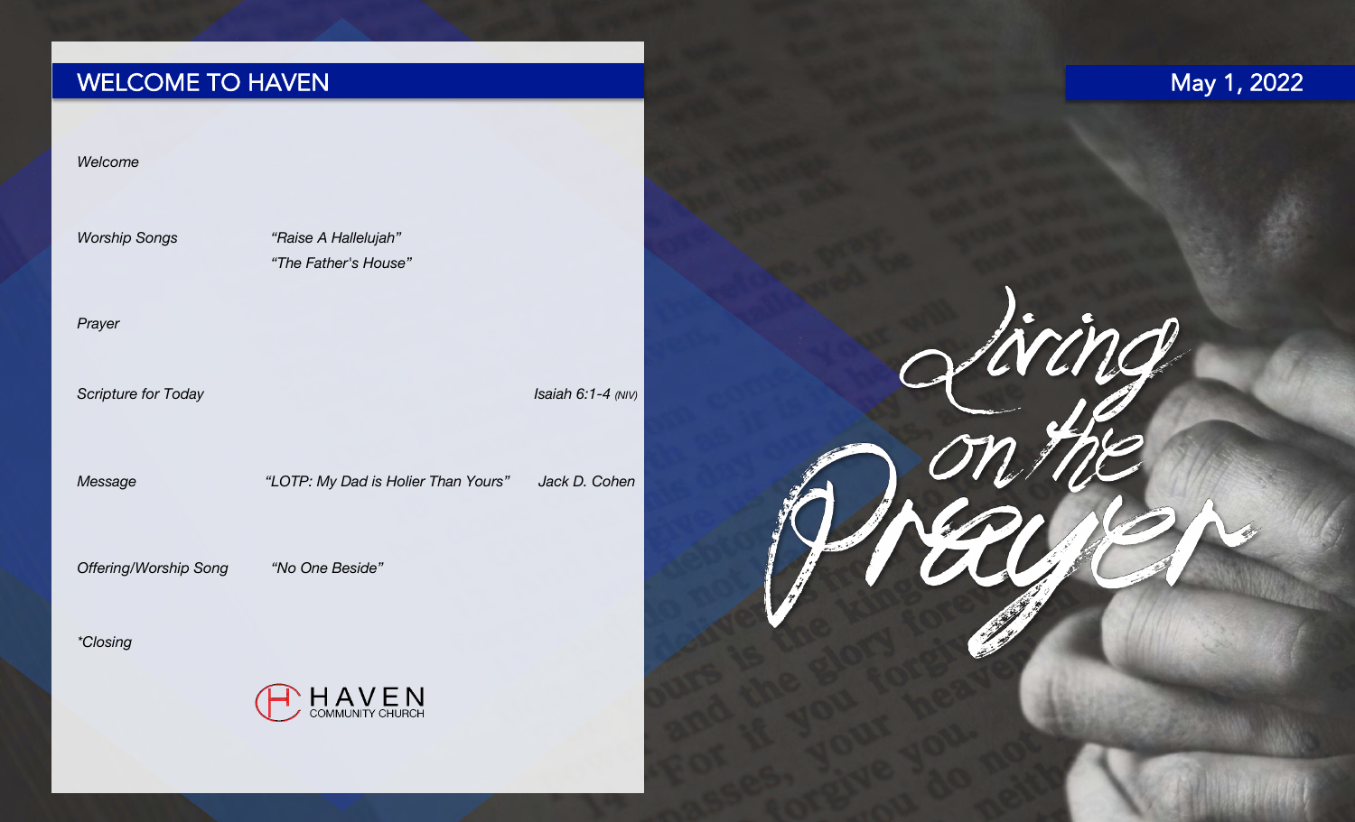# WELCOME TO HAVEN

May 1, 2022

*Welcome*

*Worship Songs* — *"Raise A Hallelujah"*
*"The Father's House"*

*Prayer*

*Scripture for Today* — *Isaiah 6:1-4 (NIV)*

*Message* — *"LOTP: My Dad is Holier Than Yours"* — *Jack D. Cohen*

*Offering/Worship Song* — *"No One Beside"*

*\*Closing*

HAVEN COMMUNITY CHURCH

Living on the Prayer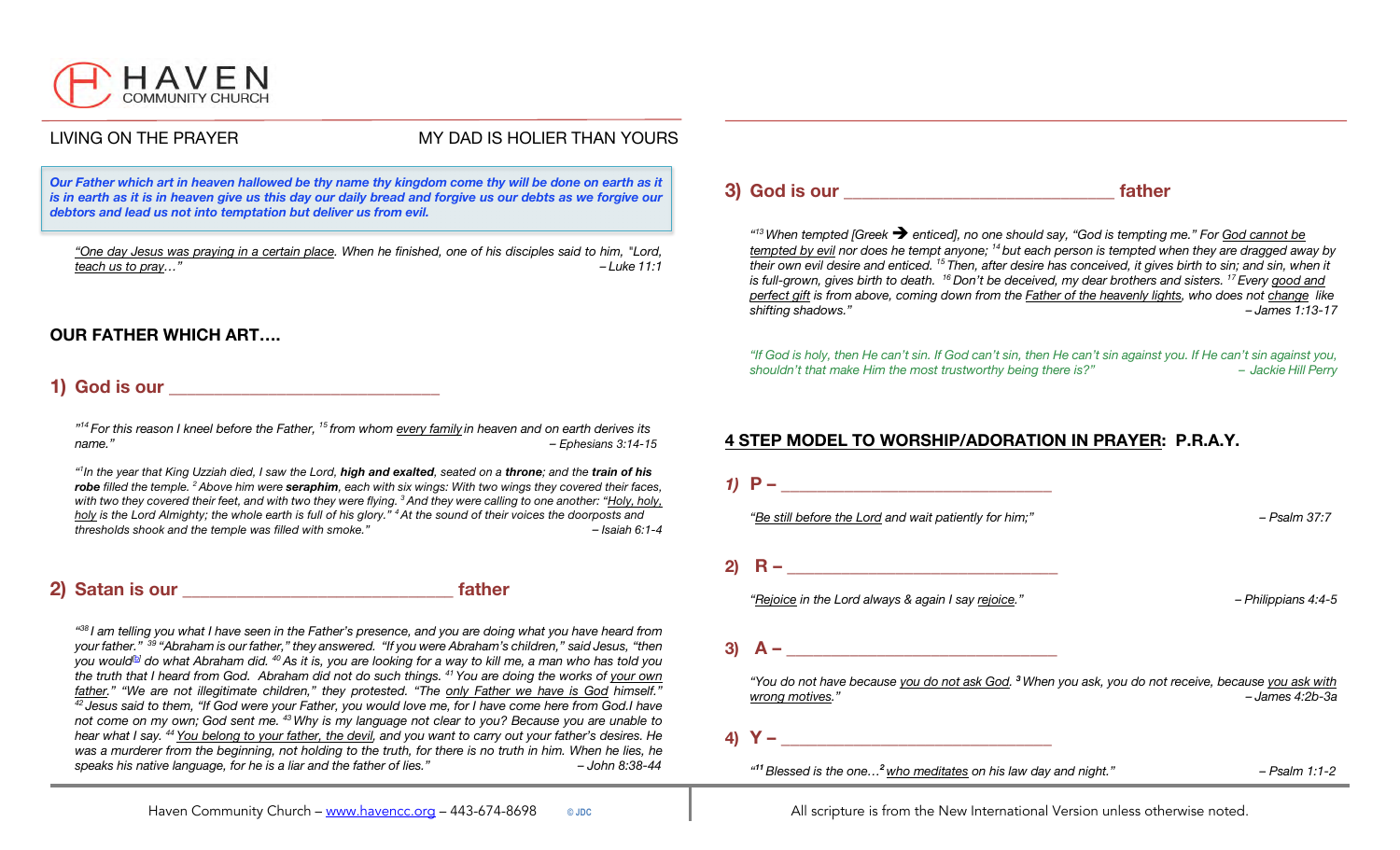HAVEN COMMUNITY CHURCH

LIVING ON THE PRAYER

MY DAD IS HOLIER THAN YOURS

***Our Father which art in heaven hallowed be thy name thy kingdom come thy will be done on earth as it is in earth as it is in heaven give us this day our daily bread and forgive us our debts as we forgive our debtors and lead us not into temptation but deliver us from evil.***

*"One day Jesus was praying in a certain place. When he finished, one of his disciples said to him, "Lord, teach us to pray…"* – Luke 11:1

## OUR FATHER WHICH ART….

## 1) God is our ______________________________

*"[14] For this reason I kneel before the Father, [15] from whom every family in heaven and on earth derives its name."* – Ephesians 3:14-15

*"[1] In the year that King Uzziah died, I saw the Lord, **high and exalted**, seated on a **throne**; and the **train of his robe** filled the temple. [2] Above him were **seraphim**, each with six wings: With two wings they covered their faces, with two they covered their feet, and with two they were flying. [3] And they were calling to one another: "Holy, holy, holy is the Lord Almighty; the whole earth is full of his glory." [4] At the sound of their voices the doorposts and thresholds shook and the temple was filled with smoke."* – Isaiah 6:1-4

## 2) Satan is our ______________________________ father

*"[38] I am telling you what I have seen in the Father's presence, and you are doing what you have heard from your father." [39] "Abraham is our father," they answered. "If you were Abraham's children," said Jesus, "then you would[b] do what Abraham did. [40] As it is, you are looking for a way to kill me, a man who has told you the truth that I heard from God. Abraham did not do such things. [41] You are doing the works of your own father." "We are not illegitimate children," they protested. "The only Father we have is God himself." [42] Jesus said to them, "If God were your Father, you would love me, for I have come here from God.I have not come on my own; God sent me. [43] Why is my language not clear to you? Because you are unable to hear what I say. [44] You belong to your father, the devil, and you want to carry out your father's desires. He was a murderer from the beginning, not holding to the truth, for there is no truth in him. When he lies, he speaks his native language, for he is a liar and the father of lies."* – John 8:38-44

## 3) God is our ______________________________ father

*"[13] When tempted [Greek ➔ enticed], no one should say, "God is tempting me." For God cannot be tempted by evil nor does he tempt anyone; [14] but each person is tempted when they are dragged away by their own evil desire and enticed. [15] Then, after desire has conceived, it gives birth to sin; and sin, when it is full-grown, gives birth to death. [16] Don't be deceived, my dear brothers and sisters. [17] Every good and perfect gift is from above, coming down from the Father of the heavenly lights, who does not change like shifting shadows."* – James 1:13-17

*"If God is holy, then He can't sin. If God can't sin, then He can't sin against you. If He can't sin against you, shouldn't that make Him the most trustworthy being there is?"* – Jackie Hill Perry

## 4 STEP MODEL TO WORSHIP/ADORATION IN PRAYER: P.R.A.Y.

***1) P –*** ______________________________

*"Be still before the Lord and wait patiently for him;"* – Psalm 37:7

**2) R –** ______________________________

*"Rejoice in the Lord always & again I say rejoice."* – Philippians 4:4-5

**3) A –** ______________________________

*"You do not have because you do not ask God. [3] When you ask, you do not receive, because you ask with wrong motives."* – James 4:2b-3a

**4) Y –** ______________________________

*"[1] Blessed is the one…[2] who meditates on his law day and night."* – Psalm 1:1-2

Haven Community Church – www.havencc.org – 443-674-8698 © JDC

All scripture is from the New International Version unless otherwise noted.